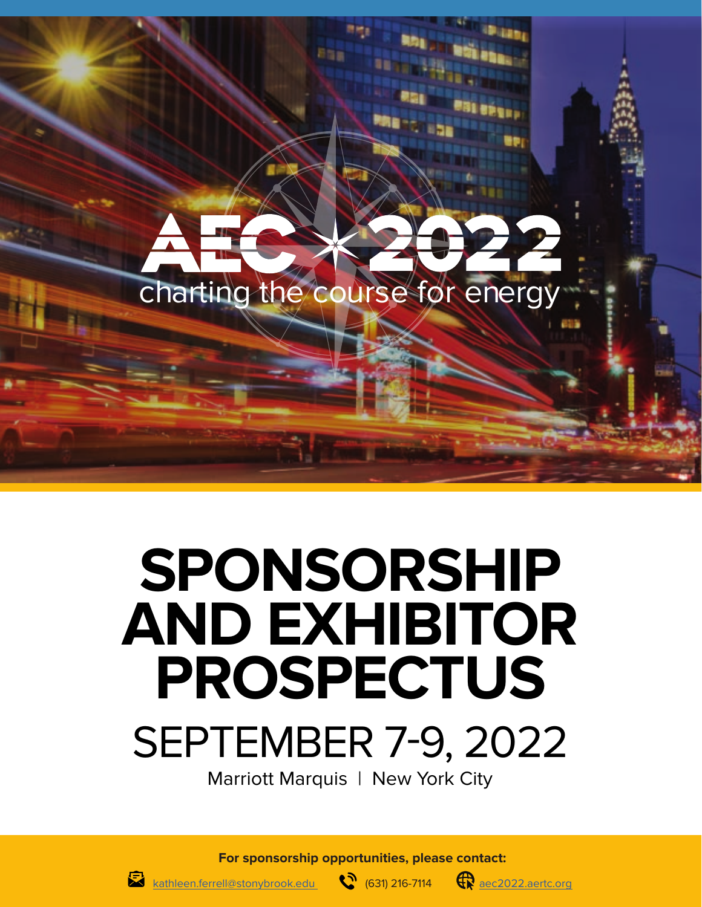AEC 2022

charting the course for energy

# SPONSORSHIP AND EXHIBITOR PROSPECTUS

## SEPTEMBER 7-9, 2022

Marriott Marquis | New York City

**For sponsorship opportunities, please contact:**

kathleen.ferrell@stonybrook.edu (631) 216-7114 aec2022.aertc.org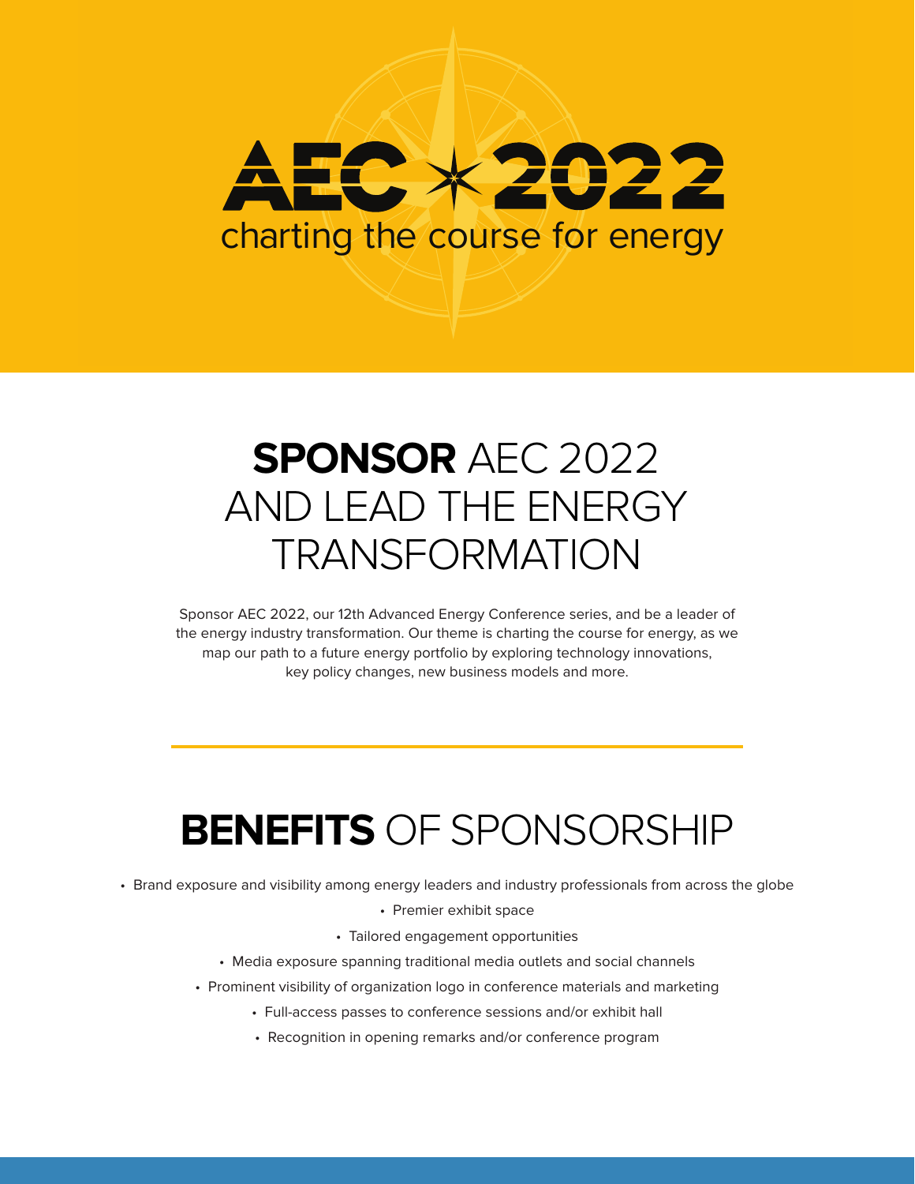# AEC 2022

charting the course for energy

## **SPONSOR** AEC 2022 AND LEAD THE ENERGY TRANSFORMATION

Sponsor AEC 2022, our 12th Advanced Energy Conference series, and be a leader of the energy industry transformation. Our theme is charting the course for energy, as we map our path to a future energy portfolio by exploring technology innovations, key policy changes, new business models and more.

## **BENEFITS** OF SPONSORSHIP

- Brand exposure and visibility among energy leaders and industry professionals from across the globe
- Premier exhibit space
- Tailored engagement opportunities
- Media exposure spanning traditional media outlets and social channels
- Prominent visibility of organization logo in conference materials and marketing
- Full-access passes to conference sessions and/or exhibit hall
- Recognition in opening remarks and/or conference program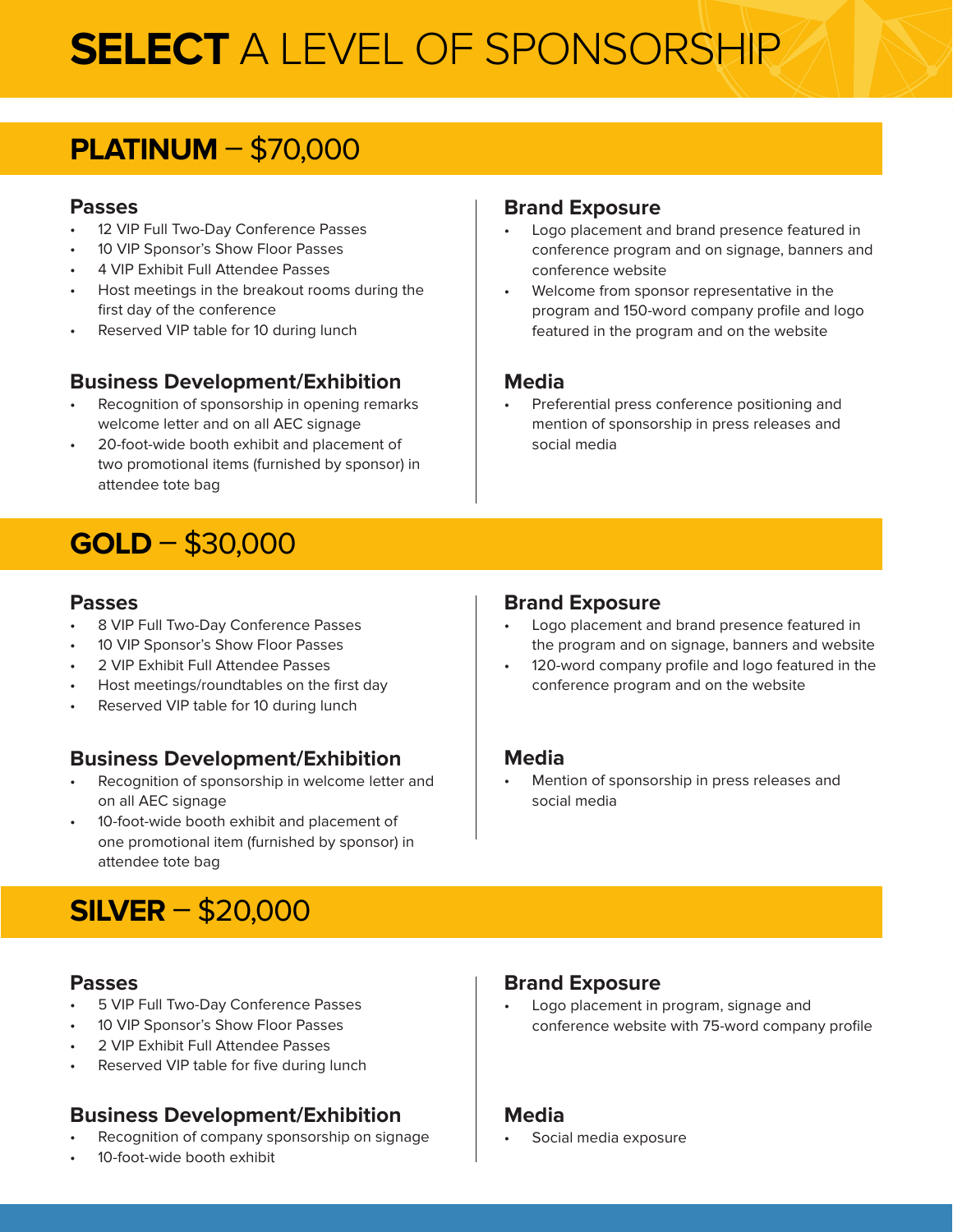# **SELECT** A LEVEL OF SPONSORSHIP

## **PLATINUM** – $70,000

### Passes

- 12 VIP Full Two-Day Conference Passes
- 10 VIP Sponsor's Show Floor Passes
- 4 VIP Exhibit Full Attendee Passes
- Host meetings in the breakout rooms during the first day of the conference
- Reserved VIP table for 10 during lunch

### Business Development/Exhibition

- Recognition of sponsorship in opening remarks welcome letter and on all AEC signage
- 20-foot-wide booth exhibit and placement of two promotional items (furnished by sponsor) in attendee tote bag

### Brand Exposure

- Logo placement and brand presence featured in conference program and on signage, banners and conference website
- Welcome from sponsor representative in the program and 150-word company profile and logo featured in the program and on the website

### Media

- Preferential press conference positioning and mention of sponsorship in press releases and social media

## **GOLD** – $30,000

### Passes

- 8 VIP Full Two-Day Conference Passes
- 10 VIP Sponsor's Show Floor Passes
- 2 VIP Exhibit Full Attendee Passes
- Host meetings/roundtables on the first day
- Reserved VIP table for 10 during lunch

### Business Development/Exhibition

- Recognition of sponsorship in welcome letter and on all AEC signage
- 10-foot-wide booth exhibit and placement of one promotional item (furnished by sponsor) in attendee tote bag

### Brand Exposure

- Logo placement and brand presence featured in the program and on signage, banners and website
- 120-word company profile and logo featured in the conference program and on the website

### Media

- Mention of sponsorship in press releases and social media

## **SILVER** – $20,000

### Passes

- 5 VIP Full Two-Day Conference Passes
- 10 VIP Sponsor's Show Floor Passes
- 2 VIP Exhibit Full Attendee Passes
- Reserved VIP table for five during lunch

### Business Development/Exhibition

- Recognition of company sponsorship on signage
- 10-foot-wide booth exhibit

### Brand Exposure

- Logo placement in program, signage and conference website with 75-word company profile

### Media

- Social media exposure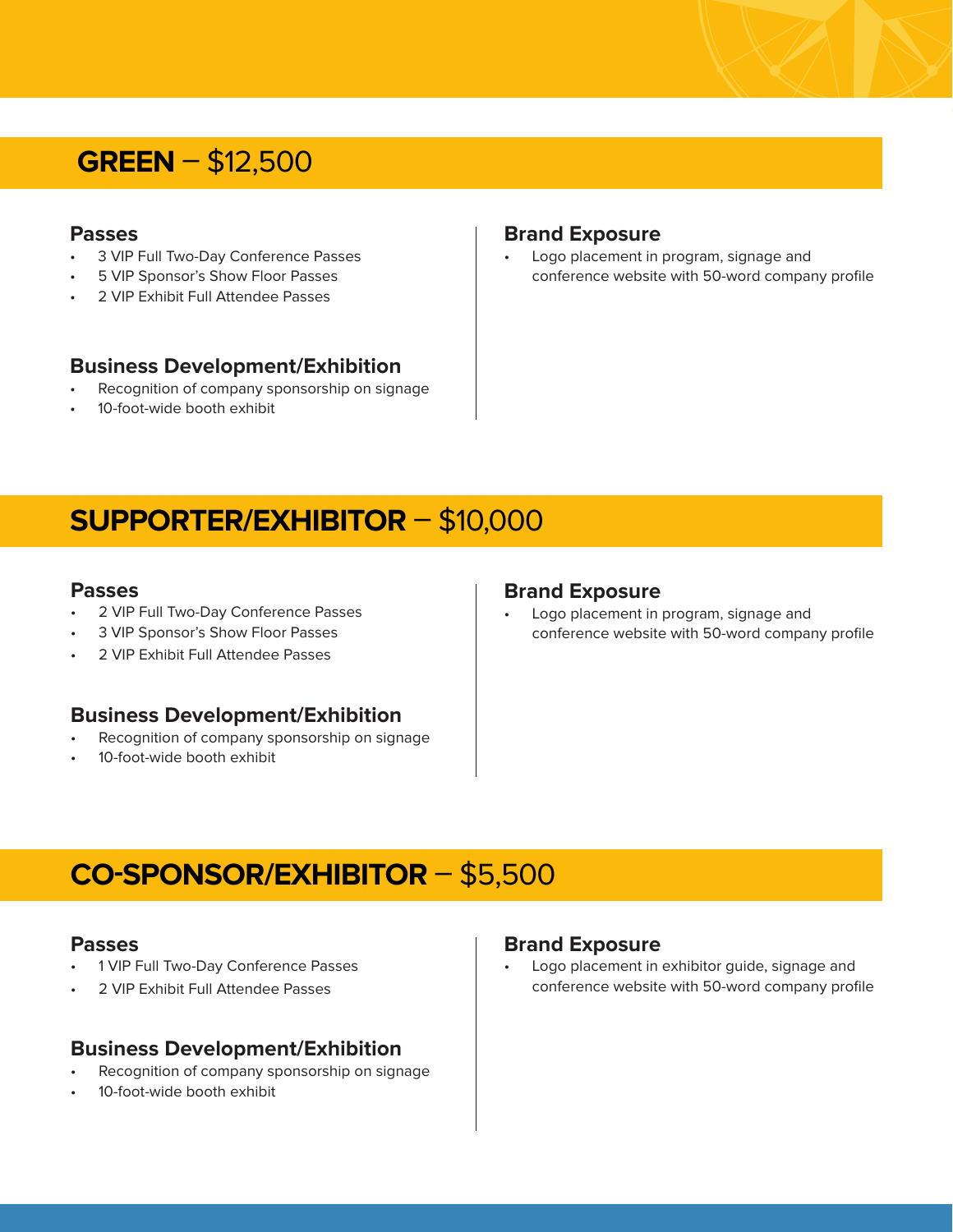## **GREEN** – $12,500

### Passes

- 3 VIP Full Two-Day Conference Passes
- 5 VIP Sponsor's Show Floor Passes
- 2 VIP Exhibit Full Attendee Passes

### Business Development/Exhibition

- Recognition of company sponsorship on signage
- 10-foot-wide booth exhibit

### Brand Exposure

- Logo placement in program, signage and conference website with 50-word company profile

## **SUPPORTER/EXHIBITOR** – $10,000

### Passes

- 2 VIP Full Two-Day Conference Passes
- 3 VIP Sponsor's Show Floor Passes
- 2 VIP Exhibit Full Attendee Passes

### Business Development/Exhibition

- Recognition of company sponsorship on signage
- 10-foot-wide booth exhibit

### Brand Exposure

- Logo placement in program, signage and conference website with 50-word company profile

## **CO-SPONSOR/EXHIBITOR** – $5,500

### Passes

- 1 VIP Full Two-Day Conference Passes
- 2 VIP Exhibit Full Attendee Passes

### Business Development/Exhibition

- Recognition of company sponsorship on signage
- 10-foot-wide booth exhibit

### Brand Exposure

- Logo placement in exhibitor guide, signage and conference website with 50-word company profile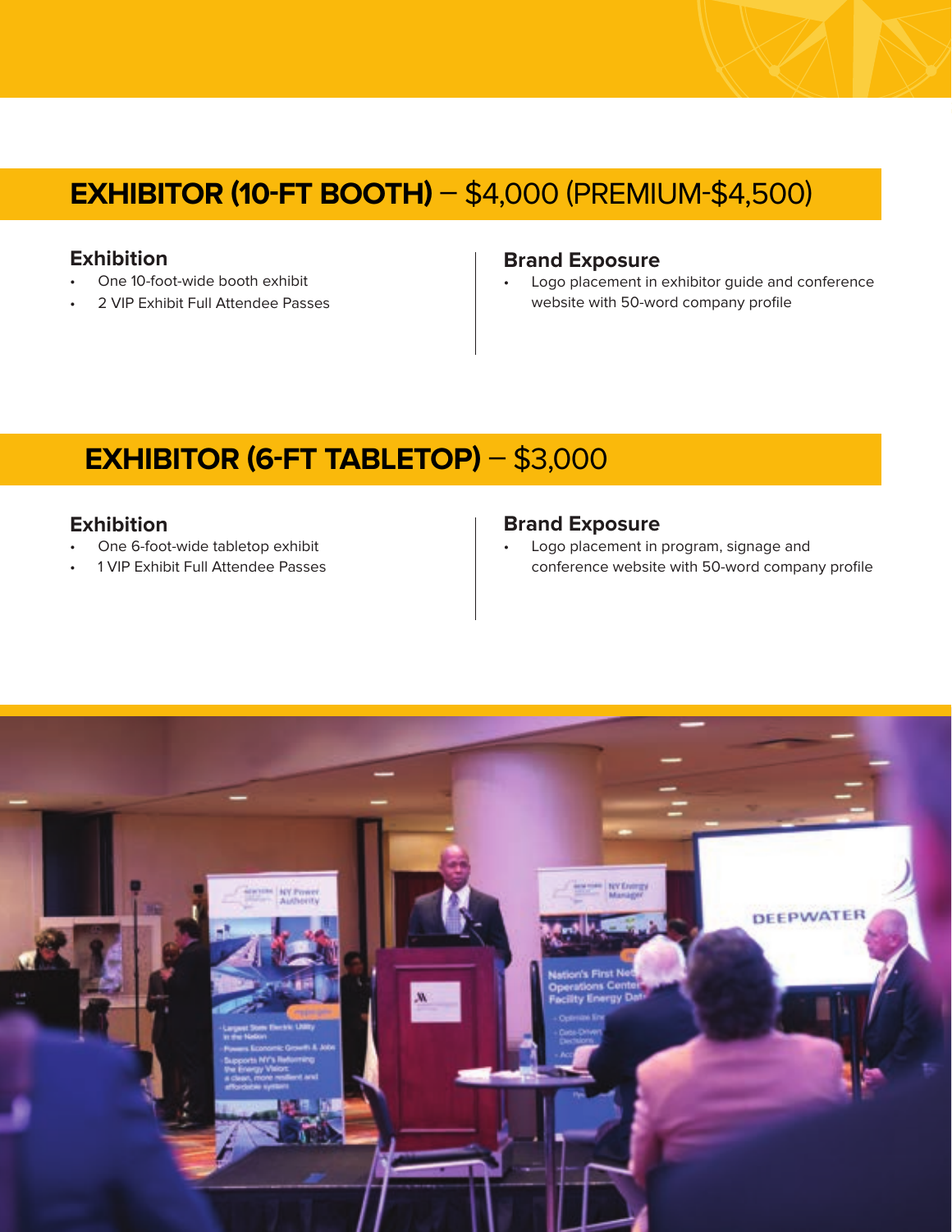## **EXHIBITOR (10-FT BOOTH)** – $4,000 (PREMIUM-$4,500)

### Exhibition

- One 10-foot-wide booth exhibit
- 2 VIP Exhibit Full Attendee Passes

### Brand Exposure

- Logo placement in exhibitor guide and conference website with 50-word company profile

## **EXHIBITOR (6-FT TABLETOP)** – $3,000

### Exhibition

- One 6-foot-wide tabletop exhibit
- 1 VIP Exhibit Full Attendee Passes

### Brand Exposure

- Logo placement in program, signage and conference website with 50-word company profile